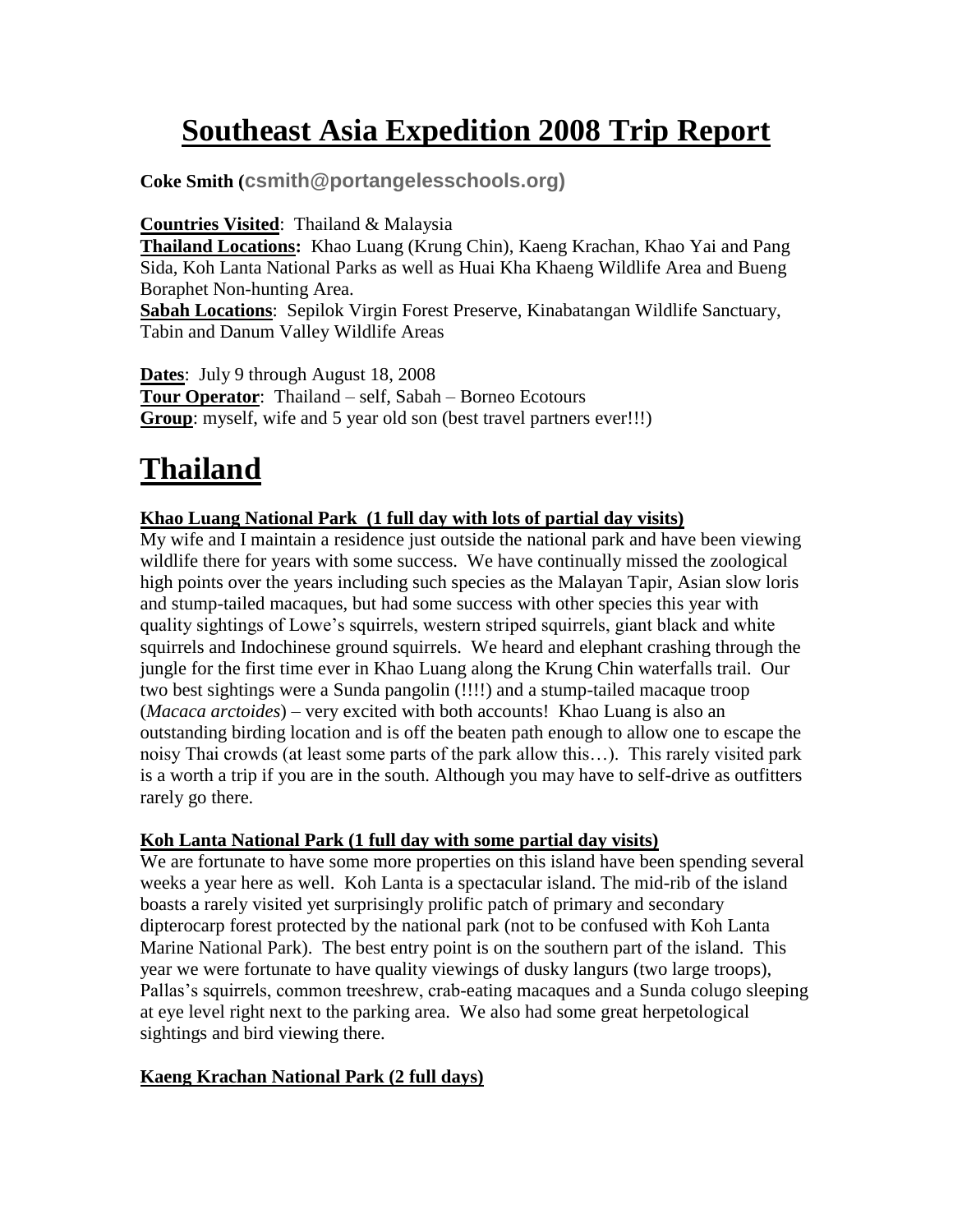# Southeast Asia Expedition 2008 Trip Report

**Coke Smith (csmith@portangelesschools.org)**

**Countries Visited**: Thailand & Malaysia
**Thailand Locations:** Khao Luang (Krung Chin), Kaeng Krachan, Khao Yai and Pang Sida, Koh Lanta National Parks as well as Huai Kha Khaeng Wildlife Area and Bueng Boraphet Non-hunting Area.
**Sabah Locations**: Sepilok Virgin Forest Preserve, Kinabatangan Wildlife Sanctuary, Tabin and Danum Valley Wildlife Areas

**Dates**: July 9 through August 18, 2008
**Tour Operator**: Thailand – self, Sabah – Borneo Ecotours
**Group**: myself, wife and 5 year old son (best travel partners ever!!!)

# Thailand

### Khao Luang National Park (1 full day with lots of partial day visits)

My wife and I maintain a residence just outside the national park and have been viewing wildlife there for years with some success. We have continually missed the zoological high points over the years including such species as the Malayan Tapir, Asian slow loris and stump-tailed macaques, but had some success with other species this year with quality sightings of Lowe's squirrels, western striped squirrels, giant black and white squirrels and Indochinese ground squirrels. We heard and elephant crashing through the jungle for the first time ever in Khao Luang along the Krung Chin waterfalls trail. Our two best sightings were a Sunda pangolin (!!!!) and a stump-tailed macaque troop (*Macaca arctoides*) – very excited with both accounts! Khao Luang is also an outstanding birding location and is off the beaten path enough to allow one to escape the noisy Thai crowds (at least some parts of the park allow this…). This rarely visited park is a worth a trip if you are in the south. Although you may have to self-drive as outfitters rarely go there.

### Koh Lanta National Park (1 full day with some partial day visits)

We are fortunate to have some more properties on this island have been spending several weeks a year here as well. Koh Lanta is a spectacular island. The mid-rib of the island boasts a rarely visited yet surprisingly prolific patch of primary and secondary dipterocarp forest protected by the national park (not to be confused with Koh Lanta Marine National Park). The best entry point is on the southern part of the island. This year we were fortunate to have quality viewings of dusky langurs (two large troops), Pallas's squirrels, common treeshrew, crab-eating macaques and a Sunda colugo sleeping at eye level right next to the parking area. We also had some great herpetological sightings and bird viewing there.

### Kaeng Krachan National Park (2 full days)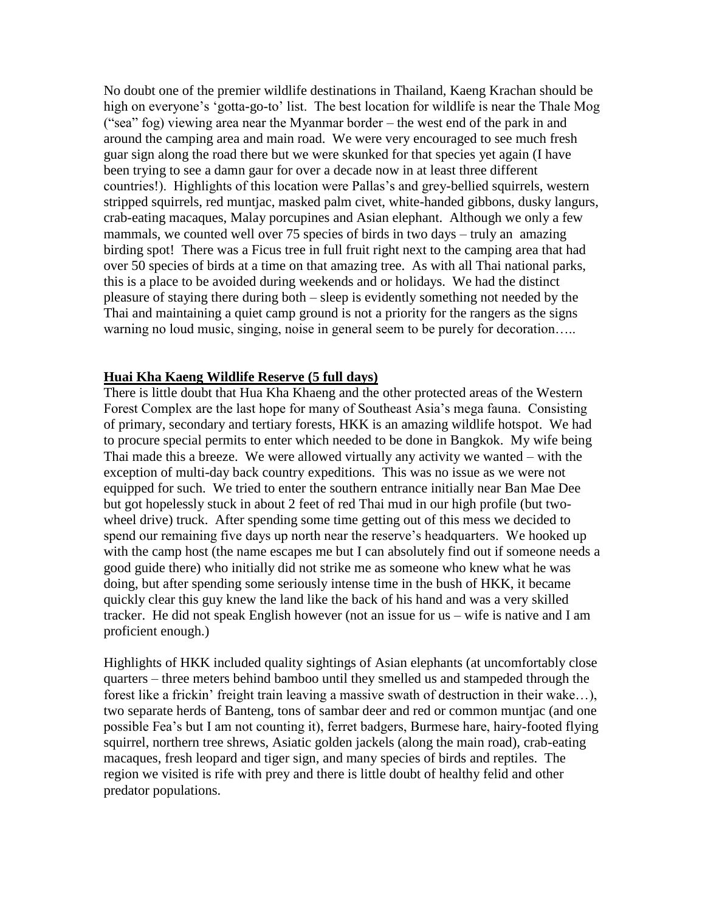No doubt one of the premier wildlife destinations in Thailand, Kaeng Krachan should be high on everyone's 'gotta-go-to' list. The best location for wildlife is near the Thale Mog ("sea" fog) viewing area near the Myanmar border – the west end of the park in and around the camping area and main road. We were very encouraged to see much fresh guar sign along the road there but we were skunked for that species yet again (I have been trying to see a damn gaur for over a decade now in at least three different countries!). Highlights of this location were Pallas's and grey-bellied squirrels, western stripped squirrels, red muntjac, masked palm civet, white-handed gibbons, dusky langurs, crab-eating macaques, Malay porcupines and Asian elephant. Although we only a few mammals, we counted well over 75 species of birds in two days – truly an amazing birding spot! There was a Ficus tree in full fruit right next to the camping area that had over 50 species of birds at a time on that amazing tree. As with all Thai national parks, this is a place to be avoided during weekends and or holidays. We had the distinct pleasure of staying there during both – sleep is evidently something not needed by the Thai and maintaining a quiet camp ground is not a priority for the rangers as the signs warning no loud music, singing, noise in general seem to be purely for decoration…..

**Huai Kha Kaeng Wildlife Reserve (5 full days)**

There is little doubt that Hua Kha Khaeng and the other protected areas of the Western Forest Complex are the last hope for many of Southeast Asia's mega fauna. Consisting of primary, secondary and tertiary forests, HKK is an amazing wildlife hotspot. We had to procure special permits to enter which needed to be done in Bangkok. My wife being Thai made this a breeze. We were allowed virtually any activity we wanted – with the exception of multi-day back country expeditions. This was no issue as we were not equipped for such. We tried to enter the southern entrance initially near Ban Mae Dee but got hopelessly stuck in about 2 feet of red Thai mud in our high profile (but two-wheel drive) truck. After spending some time getting out of this mess we decided to spend our remaining five days up north near the reserve's headquarters. We hooked up with the camp host (the name escapes me but I can absolutely find out if someone needs a good guide there) who initially did not strike me as someone who knew what he was doing, but after spending some seriously intense time in the bush of HKK, it became quickly clear this guy knew the land like the back of his hand and was a very skilled tracker. He did not speak English however (not an issue for us – wife is native and I am proficient enough.)

Highlights of HKK included quality sightings of Asian elephants (at uncomfortably close quarters – three meters behind bamboo until they smelled us and stampeded through the forest like a frickin' freight train leaving a massive swath of destruction in their wake…), two separate herds of Banteng, tons of sambar deer and red or common muntjac (and one possible Fea's but I am not counting it), ferret badgers, Burmese hare, hairy-footed flying squirrel, northern tree shrews, Asiatic golden jackels (along the main road), crab-eating macaques, fresh leopard and tiger sign, and many species of birds and reptiles. The region we visited is rife with prey and there is little doubt of healthy felid and other predator populations.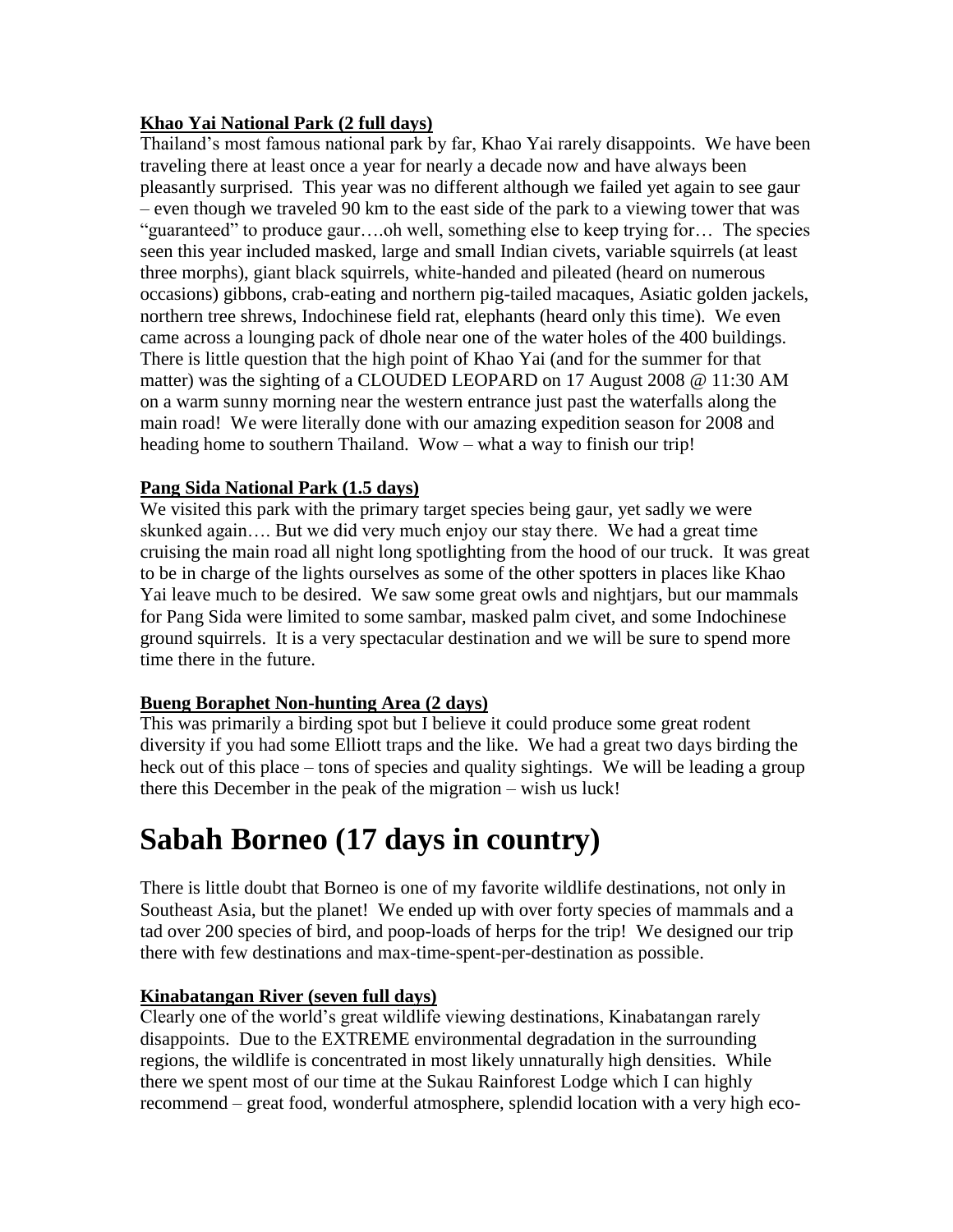**Khao Yai National Park (2 full days)**

Thailand's most famous national park by far, Khao Yai rarely disappoints. We have been traveling there at least once a year for nearly a decade now and have always been pleasantly surprised. This year was no different although we failed yet again to see gaur – even though we traveled 90 km to the east side of the park to a viewing tower that was "guaranteed" to produce gaur….oh well, something else to keep trying for… The species seen this year included masked, large and small Indian civets, variable squirrels (at least three morphs), giant black squirrels, white-handed and pileated (heard on numerous occasions) gibbons, crab-eating and northern pig-tailed macaques, Asiatic golden jackels, northern tree shrews, Indochinese field rat, elephants (heard only this time). We even came across a lounging pack of dhole near one of the water holes of the 400 buildings. There is little question that the high point of Khao Yai (and for the summer for that matter) was the sighting of a CLOUDED LEOPARD on 17 August 2008 @ 11:30 AM on a warm sunny morning near the western entrance just past the waterfalls along the main road! We were literally done with our amazing expedition season for 2008 and heading home to southern Thailand. Wow – what a way to finish our trip!

**Pang Sida National Park (1.5 days)**

We visited this park with the primary target species being gaur, yet sadly we were skunked again…. But we did very much enjoy our stay there. We had a great time cruising the main road all night long spotlighting from the hood of our truck. It was great to be in charge of the lights ourselves as some of the other spotters in places like Khao Yai leave much to be desired. We saw some great owls and nightjars, but our mammals for Pang Sida were limited to some sambar, masked palm civet, and some Indochinese ground squirrels. It is a very spectacular destination and we will be sure to spend more time there in the future.

**Bueng Boraphet Non-hunting Area (2 days)**

This was primarily a birding spot but I believe it could produce some great rodent diversity if you had some Elliott traps and the like. We had a great two days birding the heck out of this place – tons of species and quality sightings. We will be leading a group there this December in the peak of the migration – wish us luck!

# Sabah Borneo (17 days in country)

There is little doubt that Borneo is one of my favorite wildlife destinations, not only in Southeast Asia, but the planet! We ended up with over forty species of mammals and a tad over 200 species of bird, and poop-loads of herps for the trip! We designed our trip there with few destinations and max-time-spent-per-destination as possible.

**Kinabatangan River (seven full days)**

Clearly one of the world's great wildlife viewing destinations, Kinabatangan rarely disappoints. Due to the EXTREME environmental degradation in the surrounding regions, the wildlife is concentrated in most likely unnaturally high densities. While there we spent most of our time at the Sukau Rainforest Lodge which I can highly recommend – great food, wonderful atmosphere, splendid location with a very high eco-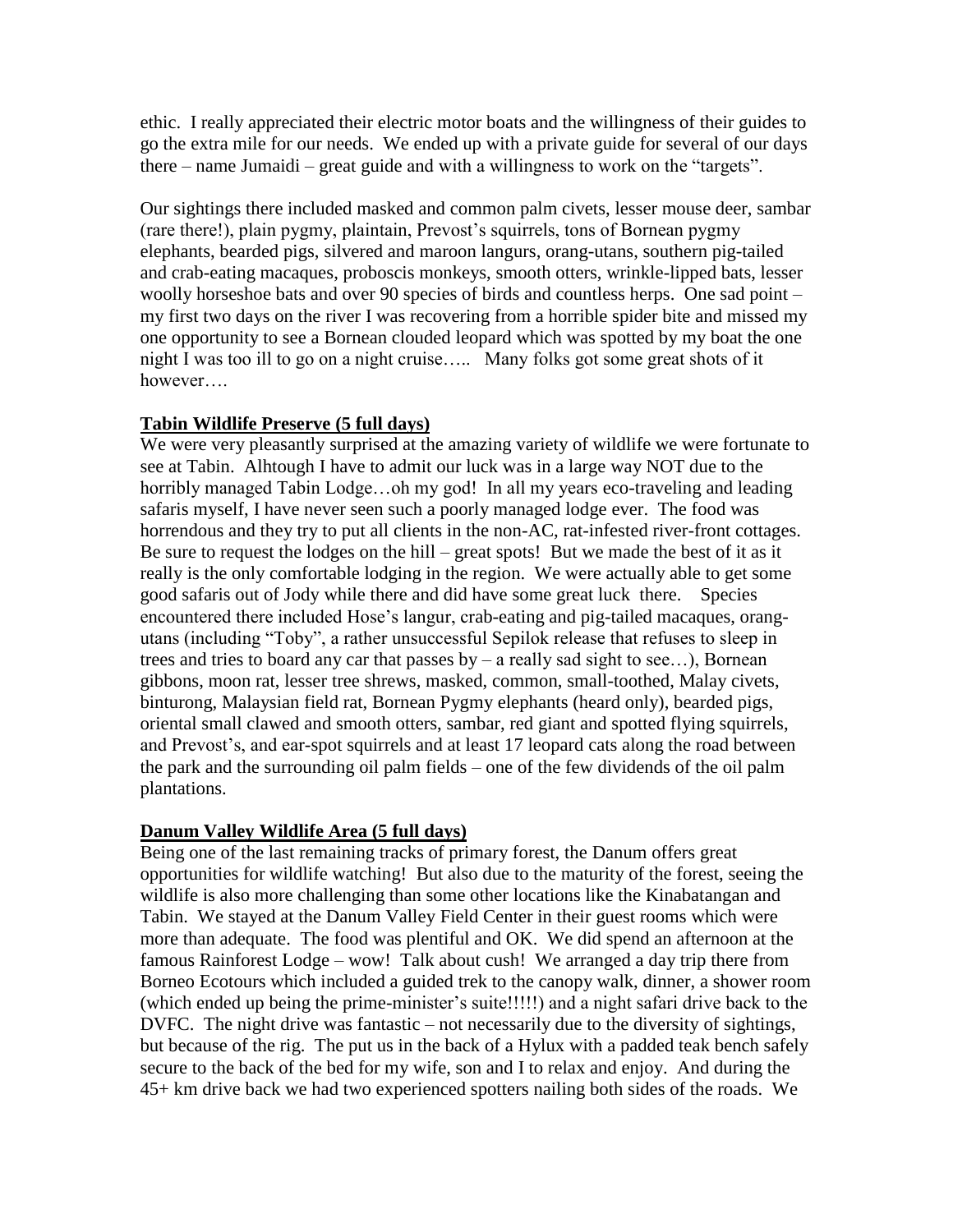ethic. I really appreciated their electric motor boats and the willingness of their guides to go the extra mile for our needs. We ended up with a private guide for several of our days there – name Jumaidi – great guide and with a willingness to work on the "targets".

Our sightings there included masked and common palm civets, lesser mouse deer, sambar (rare there!), plain pygmy, plaintain, Prevost's squirrels, tons of Bornean pygmy elephants, bearded pigs, silvered and maroon langurs, orang-utans, southern pig-tailed and crab-eating macaques, proboscis monkeys, smooth otters, wrinkle-lipped bats, lesser woolly horseshoe bats and over 90 species of birds and countless herps. One sad point – my first two days on the river I was recovering from a horrible spider bite and missed my one opportunity to see a Bornean clouded leopard which was spotted by my boat the one night I was too ill to go on a night cruise….. Many folks got some great shots of it however….

**<u>Tabin Wildlife Preserve (5 full days)</u>**

We were very pleasantly surprised at the amazing variety of wildlife we were fortunate to see at Tabin. Alhtough I have to admit our luck was in a large way NOT due to the horribly managed Tabin Lodge…oh my god! In all my years eco-traveling and leading safaris myself, I have never seen such a poorly managed lodge ever. The food was horrendous and they try to put all clients in the non-AC, rat-infested river-front cottages. Be sure to request the lodges on the hill – great spots! But we made the best of it as it really is the only comfortable lodging in the region. We were actually able to get some good safaris out of Jody while there and did have some great luck there. Species encountered there included Hose's langur, crab-eating and pig-tailed macaques, orang-utans (including "Toby", a rather unsuccessful Sepilok release that refuses to sleep in trees and tries to board any car that passes by – a really sad sight to see…), Bornean gibbons, moon rat, lesser tree shrews, masked, common, small-toothed, Malay civets, binturong, Malaysian field rat, Bornean Pygmy elephants (heard only), bearded pigs, oriental small clawed and smooth otters, sambar, red giant and spotted flying squirrels, and Prevost's, and ear-spot squirrels and at least 17 leopard cats along the road between the park and the surrounding oil palm fields – one of the few dividends of the oil palm plantations.

**<u>Danum Valley Wildlife Area (5 full days)</u>**

Being one of the last remaining tracks of primary forest, the Danum offers great opportunities for wildlife watching! But also due to the maturity of the forest, seeing the wildlife is also more challenging than some other locations like the Kinabatangan and Tabin. We stayed at the Danum Valley Field Center in their guest rooms which were more than adequate. The food was plentiful and OK. We did spend an afternoon at the famous Rainforest Lodge – wow! Talk about cush! We arranged a day trip there from Borneo Ecotours which included a guided trek to the canopy walk, dinner, a shower room (which ended up being the prime-minister's suite!!!!!) and a night safari drive back to the DVFC. The night drive was fantastic – not necessarily due to the diversity of sightings, but because of the rig. The put us in the back of a Hylux with a padded teak bench safely secure to the back of the bed for my wife, son and I to relax and enjoy. And during the 45+ km drive back we had two experienced spotters nailing both sides of the roads. We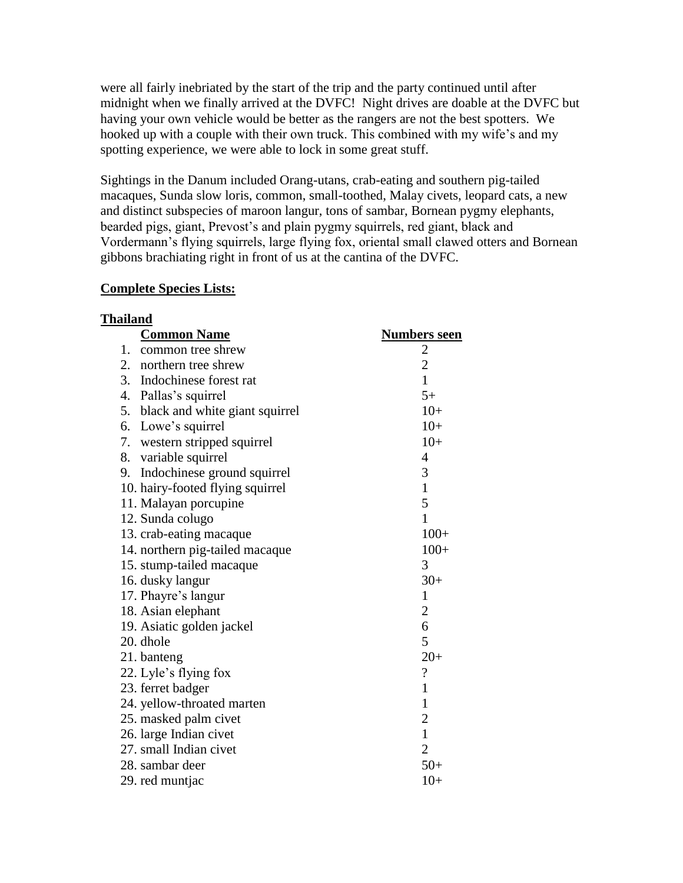were all fairly inebriated by the start of the trip and the party continued until after midnight when we finally arrived at the DVFC! Night drives are doable at the DVFC but having your own vehicle would be better as the rangers are not the best spotters. We hooked up with a couple with their own truck. This combined with my wife's and my spotting experience, we were able to lock in some great stuff.

Sightings in the Danum included Orang-utans, crab-eating and southern pig-tailed macaques, Sunda slow loris, common, small-toothed, Malay civets, leopard cats, a new and distinct subspecies of maroon langur, tons of sambar, Bornean pygmy elephants, bearded pigs, giant, Prevost's and plain pygmy squirrels, red giant, black and Vordermann's flying squirrels, large flying fox, oriental small clawed otters and Bornean gibbons brachiating right in front of us at the cantina of the DVFC.

**Complete Species Lists:**

**Thailand**

| | **Common Name** | **Numbers seen** |
|---|---|---|
| 1. | common tree shrew | 2 |
| 2. | northern tree shrew | 2 |
| 3. | Indochinese forest rat | 1 |
| 4. | Pallas's squirrel | 5+ |
| 5. | black and white giant squirrel | 10+ |
| 6. | Lowe's squirrel | 10+ |
| 7. | western stripped squirrel | 10+ |
| 8. | variable squirrel | 4 |
| 9. | Indochinese ground squirrel | 3 |
| 10. | hairy-footed flying squirrel | 1 |
| 11. | Malayan porcupine | 5 |
| 12. | Sunda colugo | 1 |
| 13. | crab-eating macaque | 100+ |
| 14. | northern pig-tailed macaque | 100+ |
| 15. | stump-tailed macaque | 3 |
| 16. | dusky langur | 30+ |
| 17. | Phayre's langur | 1 |
| 18. | Asian elephant | 2 |
| 19. | Asiatic golden jackel | 6 |
| 20. | dhole | 5 |
| 21. | banteng | 20+ |
| 22. | Lyle's flying fox | ? |
| 23. | ferret badger | 1 |
| 24. | yellow-throated marten | 1 |
| 25. | masked palm civet | 2 |
| 26. | large Indian civet | 1 |
| 27. | small Indian civet | 2 |
| 28. | sambar deer | 50+ |
| 29. | red muntjac | 10+ |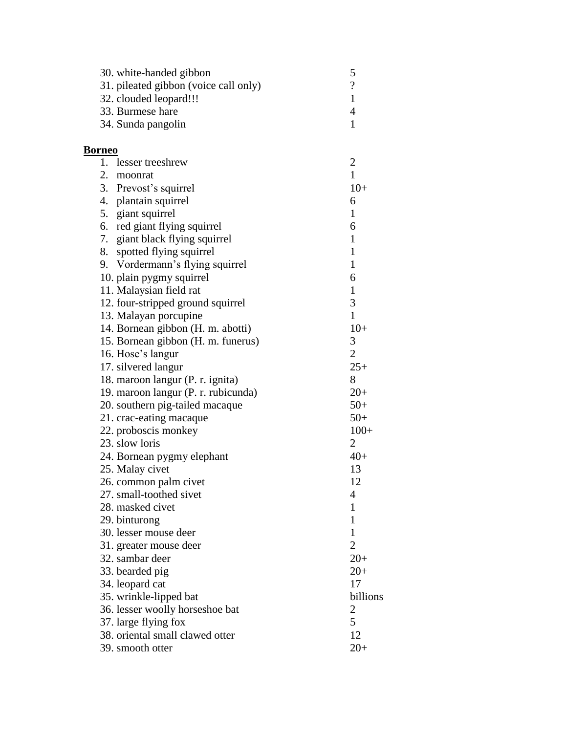30. white-handed gibbon 5
31. pileated gibbon (voice call only) ?
32. clouded leopard!!! 1
33. Burmese hare 4
34. Sunda pangolin 1

**Borneo**

1. lesser treeshrew 2
2. moonrat 1
3. Prevost's squirrel 10+
4. plantain squirrel 6
5. giant squirrel 1
6. red giant flying squirrel 6
7. giant black flying squirrel 1
8. spotted flying squirrel 1
9. Vordermann's flying squirrel 1
10. plain pygmy squirrel 6
11. Malaysian field rat 1
12. four-stripped ground squirrel 3
13. Malayan porcupine 1
14. Bornean gibbon (H. m. abotti) 10+
15. Bornean gibbon (H. m. funerus) 3
16. Hose's langur 2
17. silvered langur 25+
18. maroon langur (P. r. ignita) 8
19. maroon langur (P. r. rubicunda) 20+
20. southern pig-tailed macaque 50+
21. crac-eating macaque 50+
22. proboscis monkey 100+
23. slow loris 2
24. Bornean pygmy elephant 40+
25. Malay civet 13
26. common palm civet 12
27. small-toothed sivet 4
28. masked civet 1
29. binturong 1
30. lesser mouse deer 1
31. greater mouse deer 2
32. sambar deer 20+
33. bearded pig 20+
34. leopard cat 17
35. wrinkle-lipped bat billions
36. lesser woolly horseshoe bat 2
37. large flying fox 5
38. oriental small clawed otter 12
39. smooth otter 20+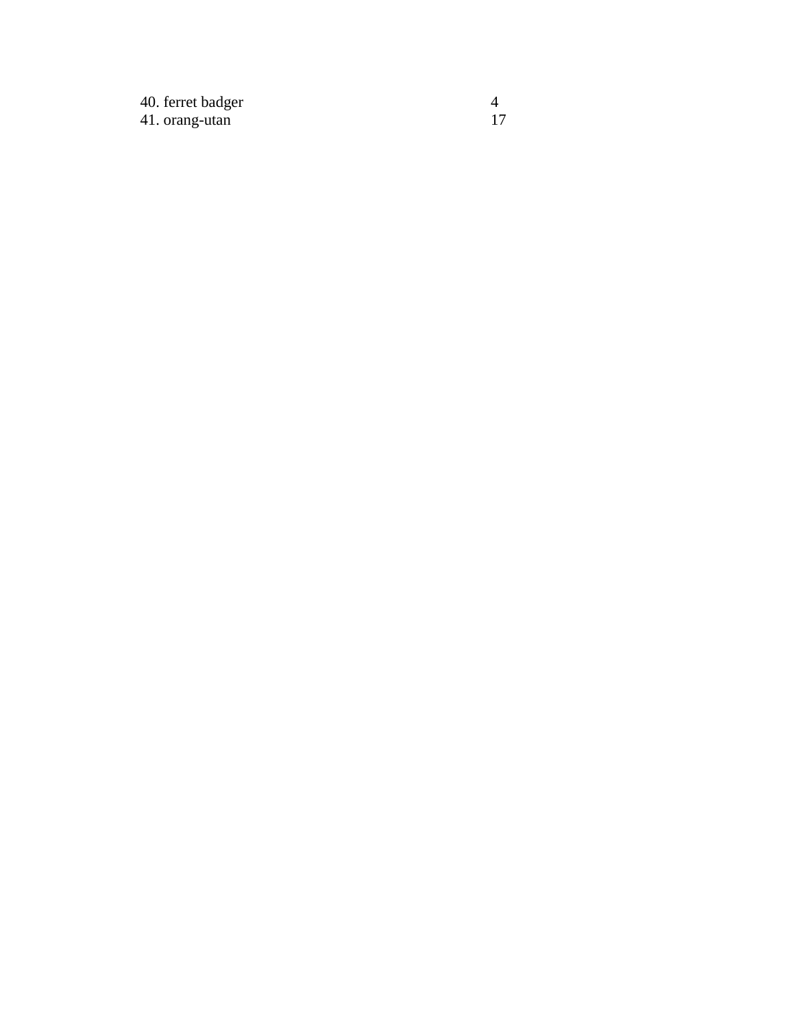| | |
|---|---|
| 40. ferret badger | 4 |
| 41. orang-utan | 17 |